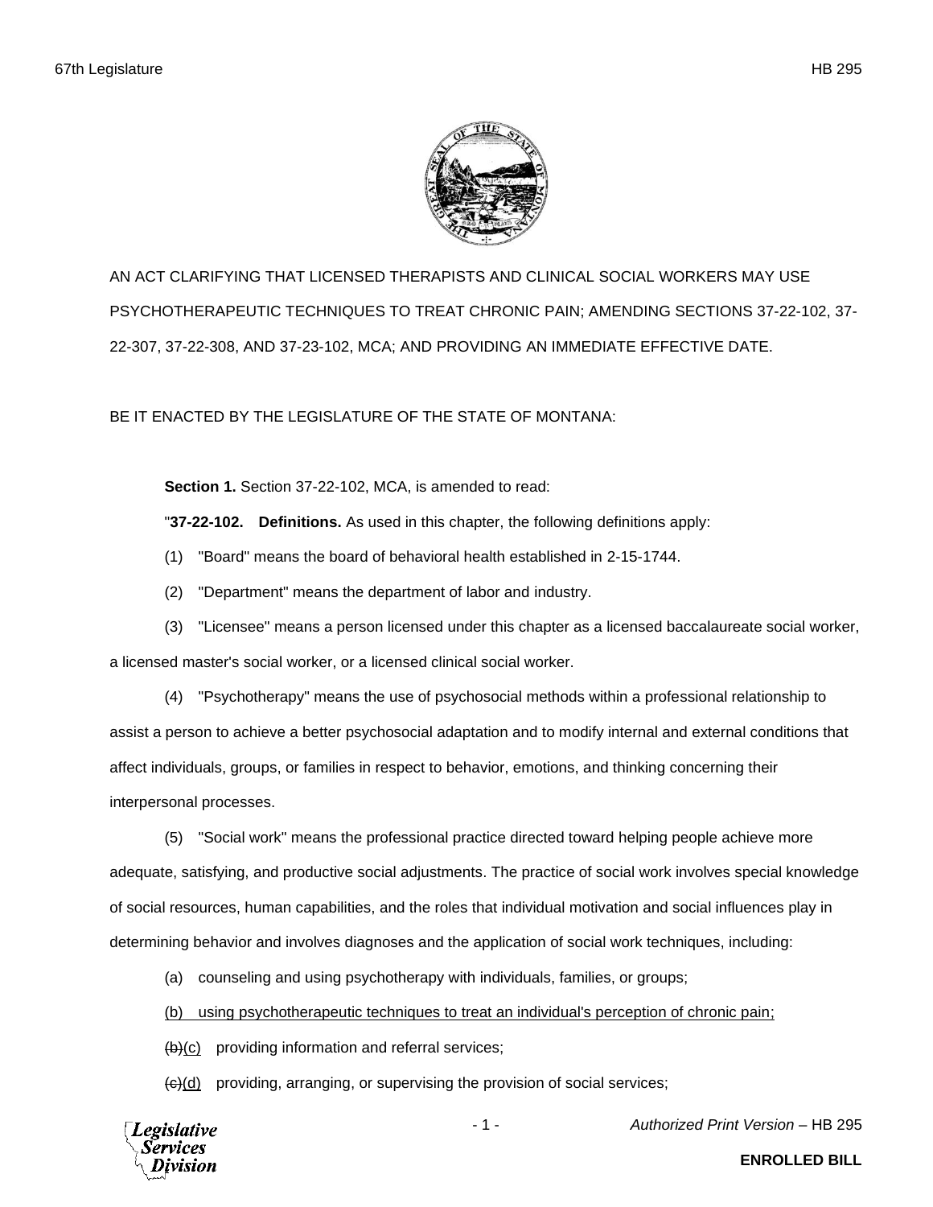AN ACT CLARIFYING THAT LICENSED THERAPISTS AND CLINICAL SOCIAL WORKERS MAY USE PSYCHOTHERAPEUTIC TECHNIQUES TO TREAT CHRONIC PAIN; AMENDING SECTIONS 37-22-102, 37-22-307, 37-22-308, AND 37-23-102, MCA; AND PROVIDING AN IMMEDIATE EFFECTIVE DATE.

BE IT ENACTED BY THE LEGISLATURE OF THE STATE OF MONTANA:

**Section 1.** Section 37-22-102, MCA, is amended to read:

"**37-22-102. Definitions.** As used in this chapter, the following definitions apply:

(1) "Board" means the board of behavioral health established in 2-15-1744.

(2) "Department" means the department of labor and industry.

(3) "Licensee" means a person licensed under this chapter as a licensed baccalaureate social worker, a licensed master's social worker, or a licensed clinical social worker.

(4) "Psychotherapy" means the use of psychosocial methods within a professional relationship to assist a person to achieve a better psychosocial adaptation and to modify internal and external conditions that affect individuals, groups, or families in respect to behavior, emotions, and thinking concerning their interpersonal processes.

(5) "Social work" means the professional practice directed toward helping people achieve more adequate, satisfying, and productive social adjustments. The practice of social work involves special knowledge of social resources, human capabilities, and the roles that individual motivation and social influences play in determining behavior and involves diagnoses and the application of social work techniques, including:

(a) counseling and using psychotherapy with individuals, families, or groups;

<u>(b) using psychotherapeutic techniques to treat an individual's perception of chronic pain;</u>

~~(b)~~<u>(c)</u> providing information and referral services;

~~(c)~~<u>(d)</u> providing, arranging, or supervising the provision of social services;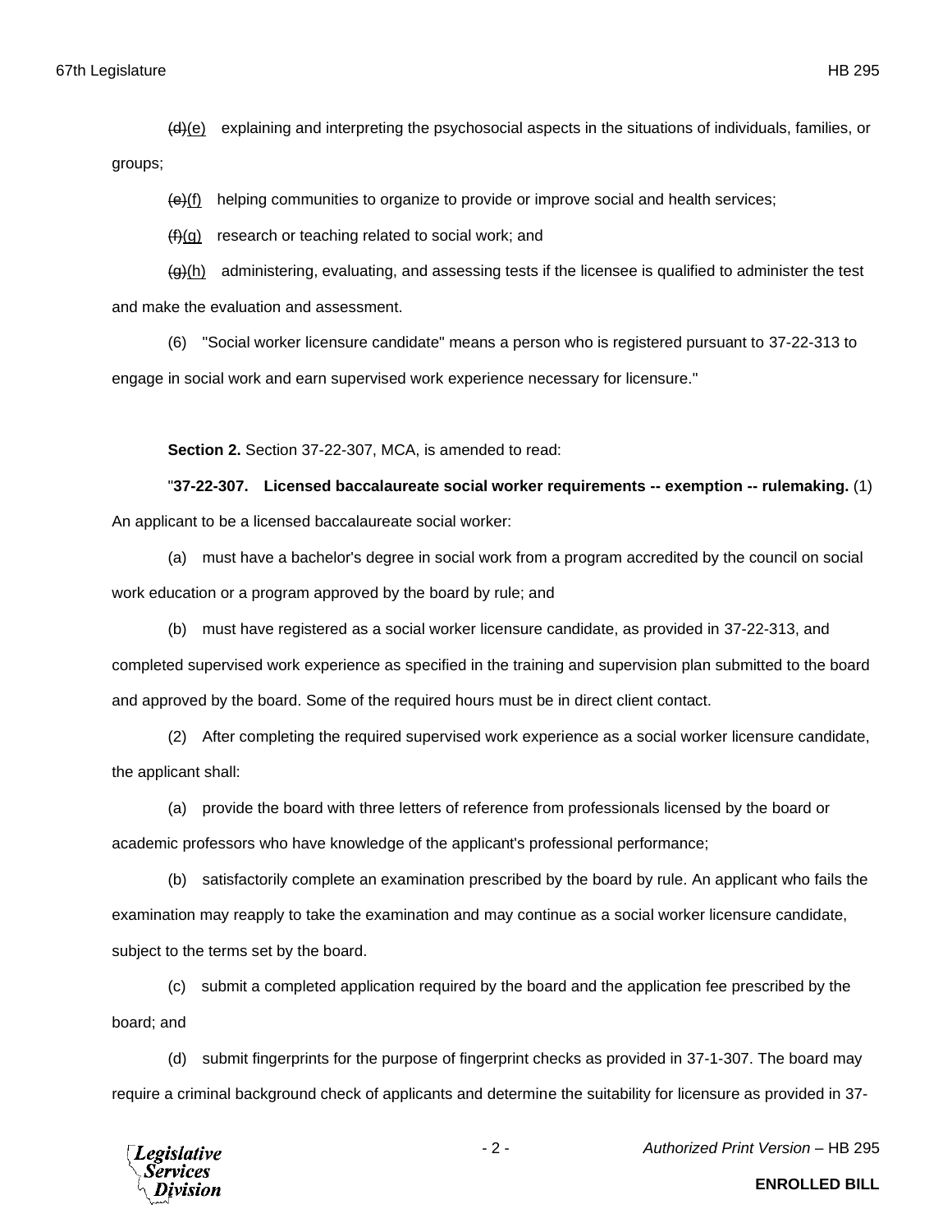~~(d)~~(e) explaining and interpreting the psychosocial aspects in the situations of individuals, families, or groups;

~~(e)~~(f) helping communities to organize to provide or improve social and health services;

~~(f)~~(g) research or teaching related to social work; and

~~(g)~~(h) administering, evaluating, and assessing tests if the licensee is qualified to administer the test and make the evaluation and assessment.

(6) "Social worker licensure candidate" means a person who is registered pursuant to 37-22-313 to engage in social work and earn supervised work experience necessary for licensure."

**Section 2.** Section 37-22-307, MCA, is amended to read:

"**37-22-307. Licensed baccalaureate social worker requirements -- exemption -- rulemaking.** (1) An applicant to be a licensed baccalaureate social worker:

(a) must have a bachelor's degree in social work from a program accredited by the council on social work education or a program approved by the board by rule; and

(b) must have registered as a social worker licensure candidate, as provided in 37-22-313, and completed supervised work experience as specified in the training and supervision plan submitted to the board and approved by the board. Some of the required hours must be in direct client contact.

(2) After completing the required supervised work experience as a social worker licensure candidate, the applicant shall:

(a) provide the board with three letters of reference from professionals licensed by the board or academic professors who have knowledge of the applicant's professional performance;

(b) satisfactorily complete an examination prescribed by the board by rule. An applicant who fails the examination may reapply to take the examination and may continue as a social worker licensure candidate, subject to the terms set by the board.

(c) submit a completed application required by the board and the application fee prescribed by the board; and

(d) submit fingerprints for the purpose of fingerprint checks as provided in 37-1-307. The board may require a criminal background check of applicants and determine the suitability for licensure as provided in 37-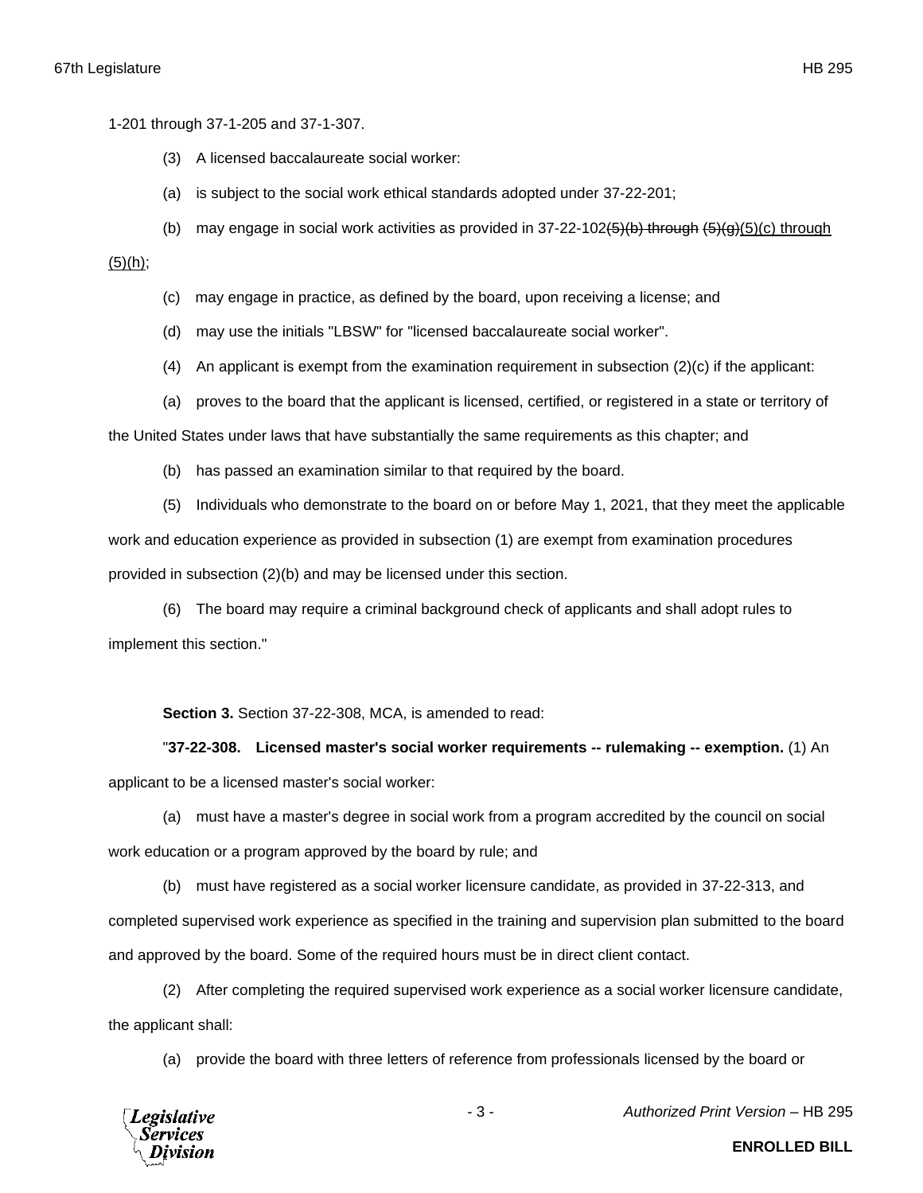1-201 through 37-1-205 and 37-1-307.

(3) A licensed baccalaureate social worker:

(a) is subject to the social work ethical standards adopted under 37-22-201;

(b) may engage in social work activities as provided in 37-22-102~~(5)(b) through (5)(g)~~<u>(5)(c) through (5)(h)</u>;

(c) may engage in practice, as defined by the board, upon receiving a license; and

(d) may use the initials "LBSW" for "licensed baccalaureate social worker".

(4) An applicant is exempt from the examination requirement in subsection (2)(c) if the applicant:

(a) proves to the board that the applicant is licensed, certified, or registered in a state or territory of the United States under laws that have substantially the same requirements as this chapter; and

(b) has passed an examination similar to that required by the board.

(5) Individuals who demonstrate to the board on or before May 1, 2021, that they meet the applicable work and education experience as provided in subsection (1) are exempt from examination procedures provided in subsection (2)(b) and may be licensed under this section.

(6) The board may require a criminal background check of applicants and shall adopt rules to implement this section."

**Section 3.** Section 37-22-308, MCA, is amended to read:

"**37-22-308. Licensed master's social worker requirements -- rulemaking -- exemption.** (1) An applicant to be a licensed master's social worker:

(a) must have a master's degree in social work from a program accredited by the council on social work education or a program approved by the board by rule; and

(b) must have registered as a social worker licensure candidate, as provided in 37-22-313, and completed supervised work experience as specified in the training and supervision plan submitted to the board and approved by the board. Some of the required hours must be in direct client contact.

(2) After completing the required supervised work experience as a social worker licensure candidate, the applicant shall:

(a) provide the board with three letters of reference from professionals licensed by the board or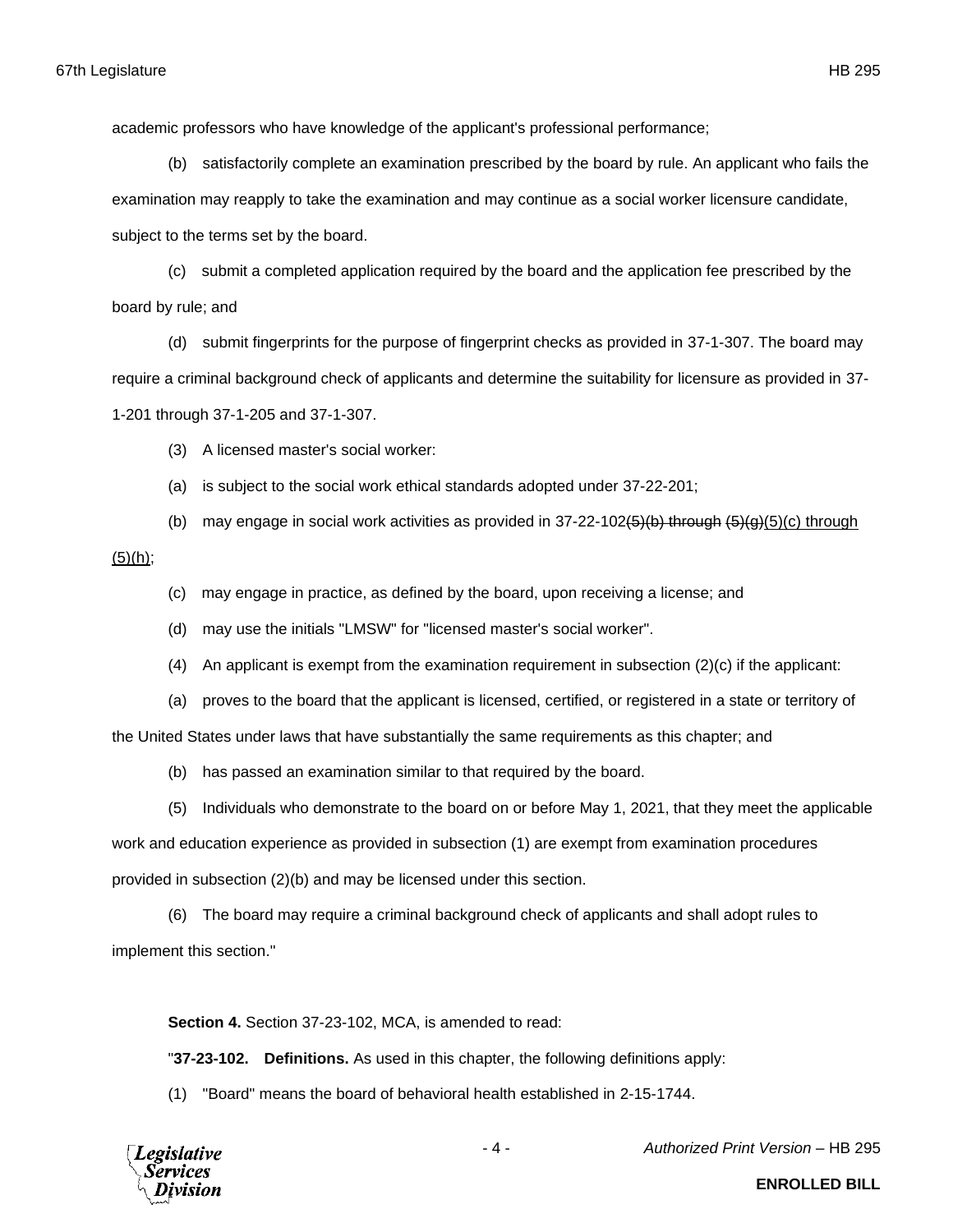academic professors who have knowledge of the applicant's professional performance;

(b) satisfactorily complete an examination prescribed by the board by rule. An applicant who fails the examination may reapply to take the examination and may continue as a social worker licensure candidate, subject to the terms set by the board.

(c) submit a completed application required by the board and the application fee prescribed by the board by rule; and

(d) submit fingerprints for the purpose of fingerprint checks as provided in 37-1-307. The board may require a criminal background check of applicants and determine the suitability for licensure as provided in 37-1-201 through 37-1-205 and 37-1-307.

(3) A licensed master's social worker:

(a) is subject to the social work ethical standards adopted under 37-22-201;

(b) may engage in social work activities as provided in 37-22-102~~(5)(b) through (5)(g)~~(5)(c) through (5)(h);

(c) may engage in practice, as defined by the board, upon receiving a license; and

(d) may use the initials "LMSW" for "licensed master's social worker".

(4) An applicant is exempt from the examination requirement in subsection (2)(c) if the applicant:

(a) proves to the board that the applicant is licensed, certified, or registered in a state or territory of the United States under laws that have substantially the same requirements as this chapter; and

(b) has passed an examination similar to that required by the board.

(5) Individuals who demonstrate to the board on or before May 1, 2021, that they meet the applicable work and education experience as provided in subsection (1) are exempt from examination procedures provided in subsection (2)(b) and may be licensed under this section.

(6) The board may require a criminal background check of applicants and shall adopt rules to implement this section."

**Section 4.** Section 37-23-102, MCA, is amended to read:

"**37-23-102. Definitions.** As used in this chapter, the following definitions apply:

(1) "Board" means the board of behavioral health established in 2-15-1744.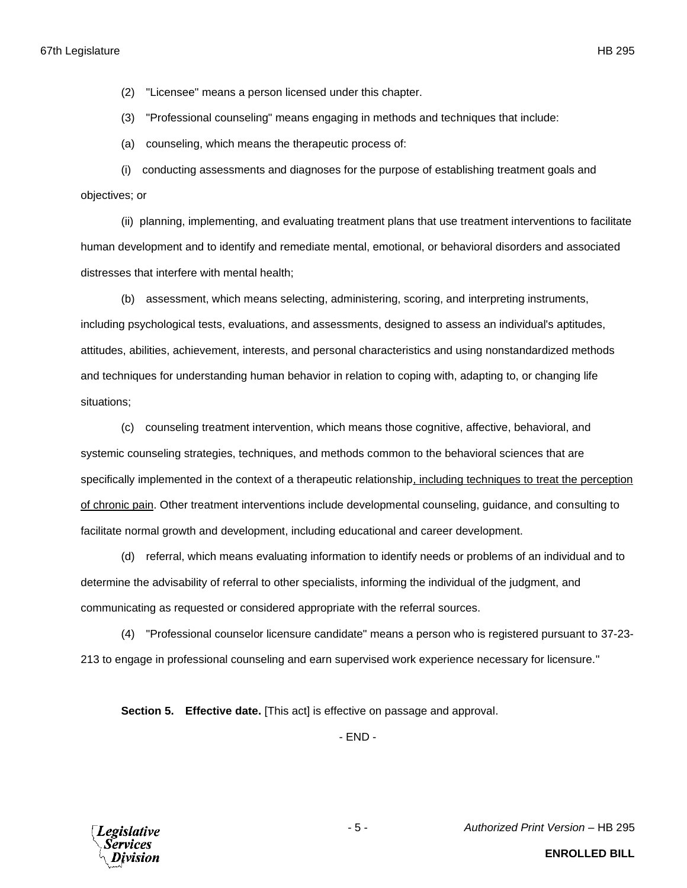(2) "Licensee" means a person licensed under this chapter.

(3) "Professional counseling" means engaging in methods and techniques that include:

(a) counseling, which means the therapeutic process of:

(i) conducting assessments and diagnoses for the purpose of establishing treatment goals and objectives; or

(ii) planning, implementing, and evaluating treatment plans that use treatment interventions to facilitate human development and to identify and remediate mental, emotional, or behavioral disorders and associated distresses that interfere with mental health;

(b) assessment, which means selecting, administering, scoring, and interpreting instruments, including psychological tests, evaluations, and assessments, designed to assess an individual's aptitudes, attitudes, abilities, achievement, interests, and personal characteristics and using nonstandardized methods and techniques for understanding human behavior in relation to coping with, adapting to, or changing life situations;

(c) counseling treatment intervention, which means those cognitive, affective, behavioral, and systemic counseling strategies, techniques, and methods common to the behavioral sciences that are specifically implemented in the context of a therapeutic relationship<u>, including techniques to treat the perception of chronic pain</u>. Other treatment interventions include developmental counseling, guidance, and consulting to facilitate normal growth and development, including educational and career development.

(d) referral, which means evaluating information to identify needs or problems of an individual and to determine the advisability of referral to other specialists, informing the individual of the judgment, and communicating as requested or considered appropriate with the referral sources.

(4) "Professional counselor licensure candidate" means a person who is registered pursuant to 37-23-213 to engage in professional counseling and earn supervised work experience necessary for licensure."

**Section 5. Effective date.** [This act] is effective on passage and approval.

- END -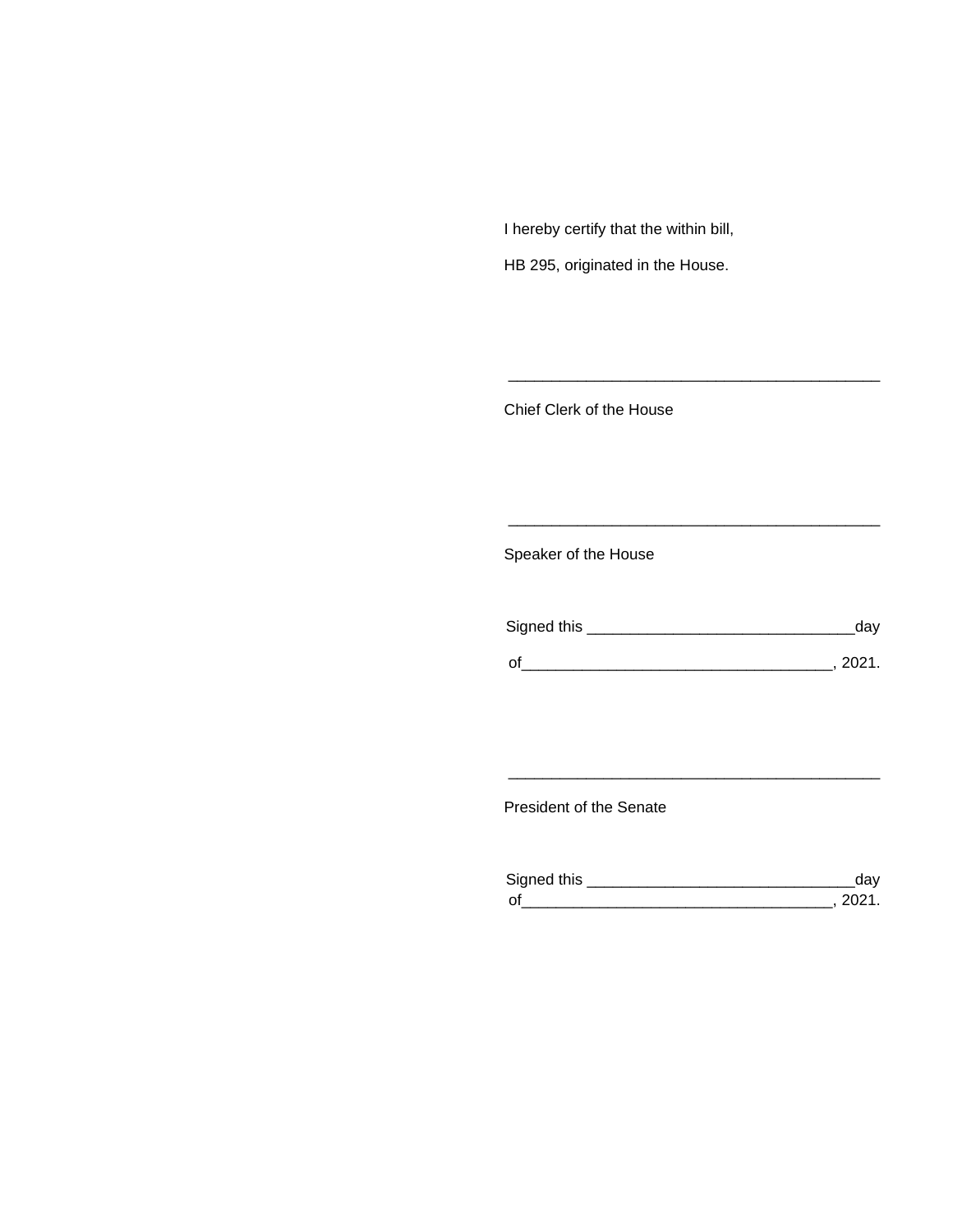I hereby certify that the within bill,

HB 295, originated in the House.

___________________________________________

Chief Clerk of the House

___________________________________________

Speaker of the House

Signed this ______________________________day

of___________________________________, 2021.

___________________________________________

President of the Senate

Signed this ______________________________day

of___________________________________, 2021.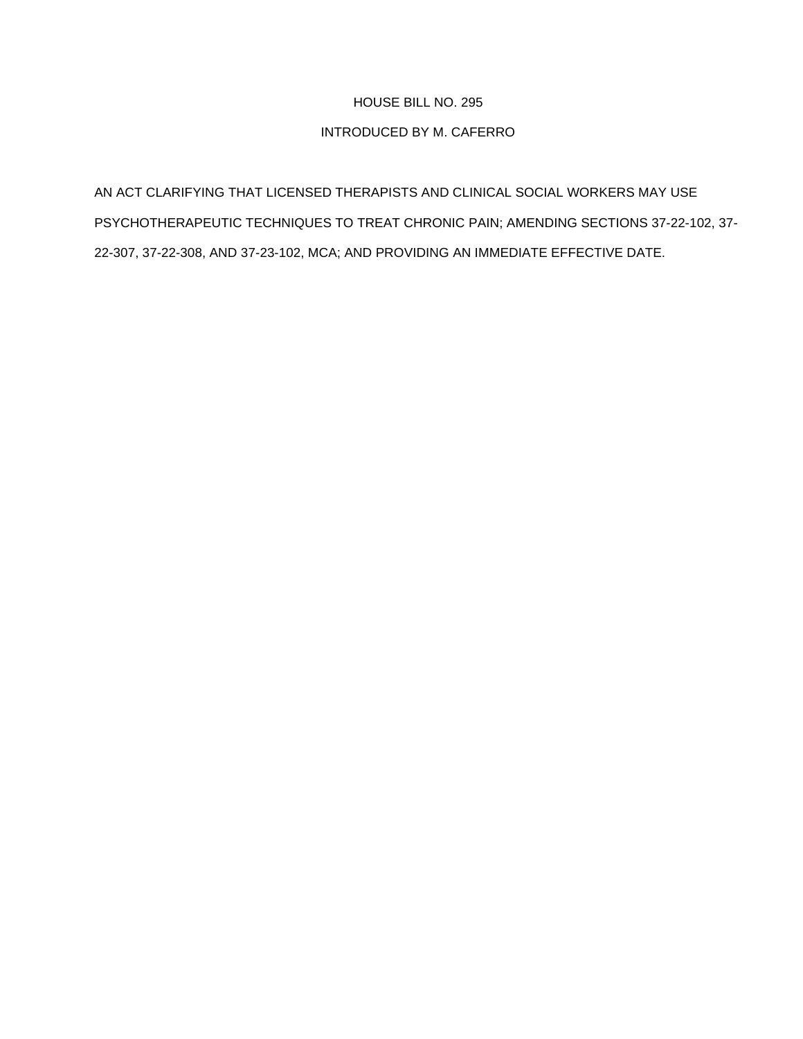HOUSE BILL NO. 295

INTRODUCED BY M. CAFERRO

AN ACT CLARIFYING THAT LICENSED THERAPISTS AND CLINICAL SOCIAL WORKERS MAY USE PSYCHOTHERAPEUTIC TECHNIQUES TO TREAT CHRONIC PAIN; AMENDING SECTIONS 37-22-102, 37-22-307, 37-22-308, AND 37-23-102, MCA; AND PROVIDING AN IMMEDIATE EFFECTIVE DATE.